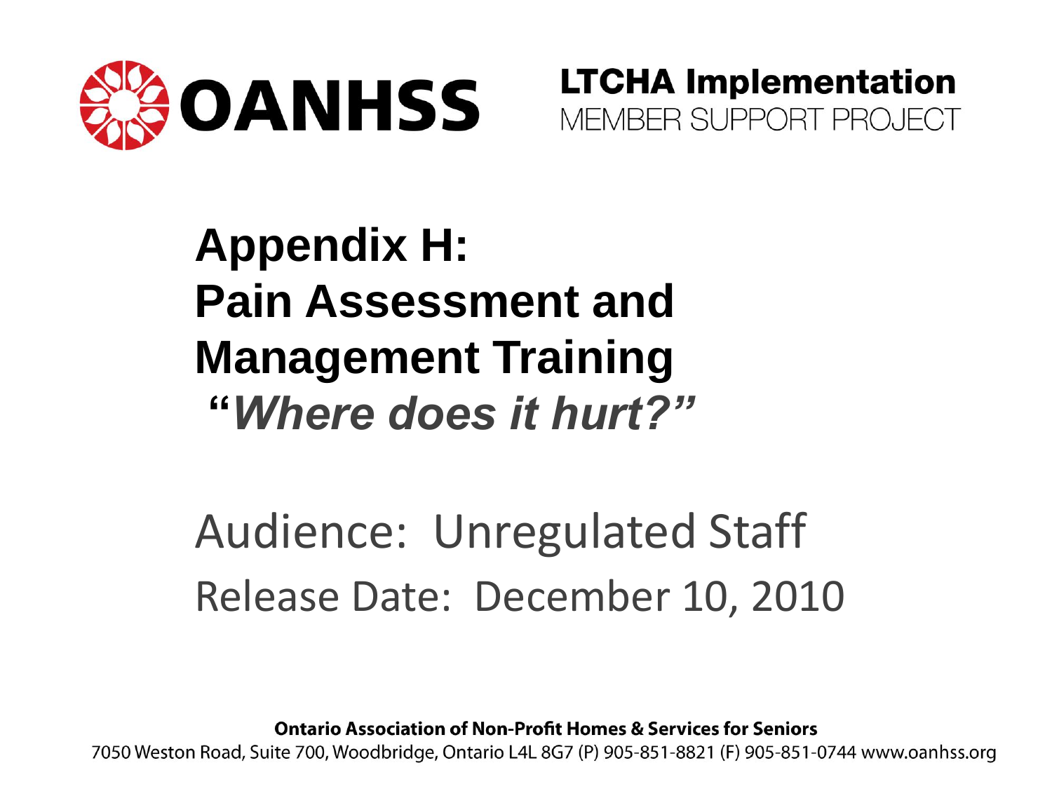**OANHSS**

**LTCHA Implementation**
MEMBER SUPPORT PROJECT

# Appendix H: Pain Assessment and Management Training

## *"Where does it hurt?"*

Audience: Unregulated Staff

Release Date: December 10, 2010

**Ontario Association of Non-Profit Homes & Services for Seniors**
7050 Weston Road, Suite 700, Woodbridge, Ontario L4L 8G7 (P) 905-851-8821 (F) 905-851-0744 www.oanhss.org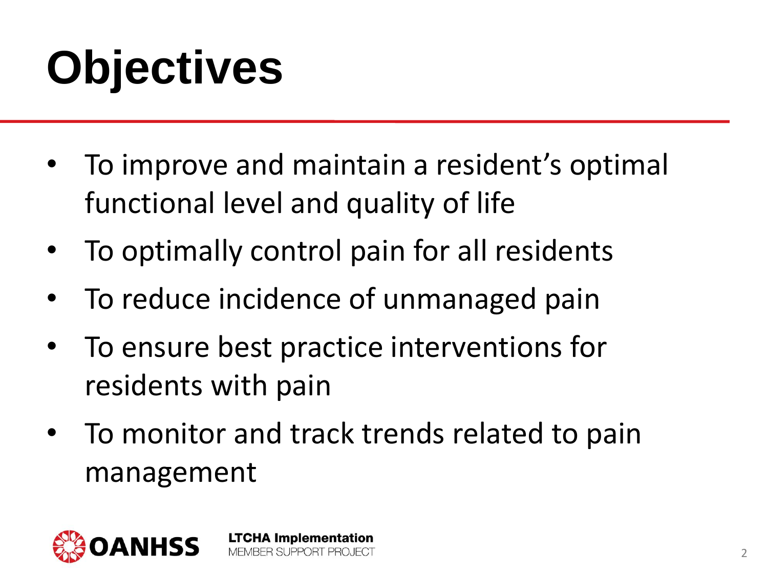# Objectives

- To improve and maintain a resident's optimal functional level and quality of life
- To optimally control pain for all residents
- To reduce incidence of unmanaged pain
- To ensure best practice interventions for residents with pain
- To monitor and track trends related to pain management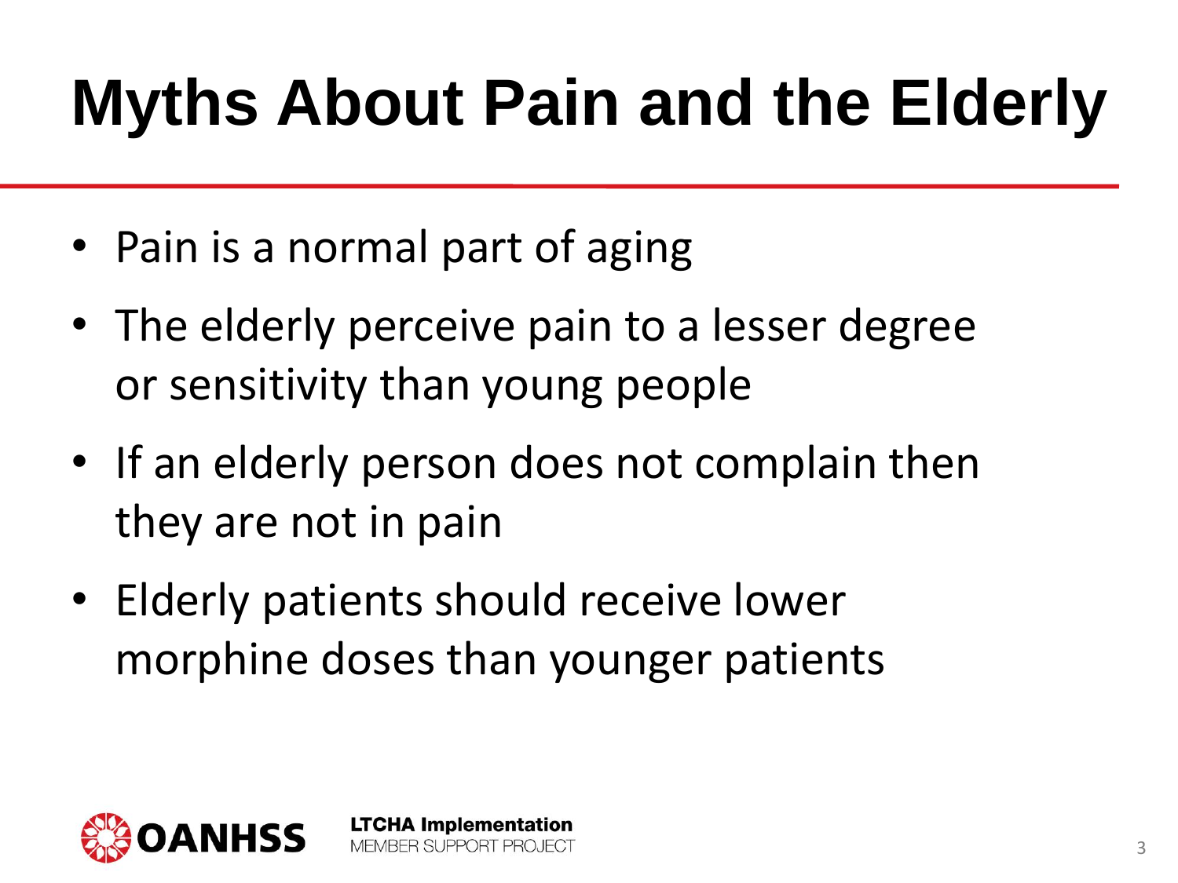# Myths About Pain and the Elderly

- Pain is a normal part of aging
- The elderly perceive pain to a lesser degree or sensitivity than young people
- If an elderly person does not complain then they are not in pain
- Elderly patients should receive lower morphine doses than younger patients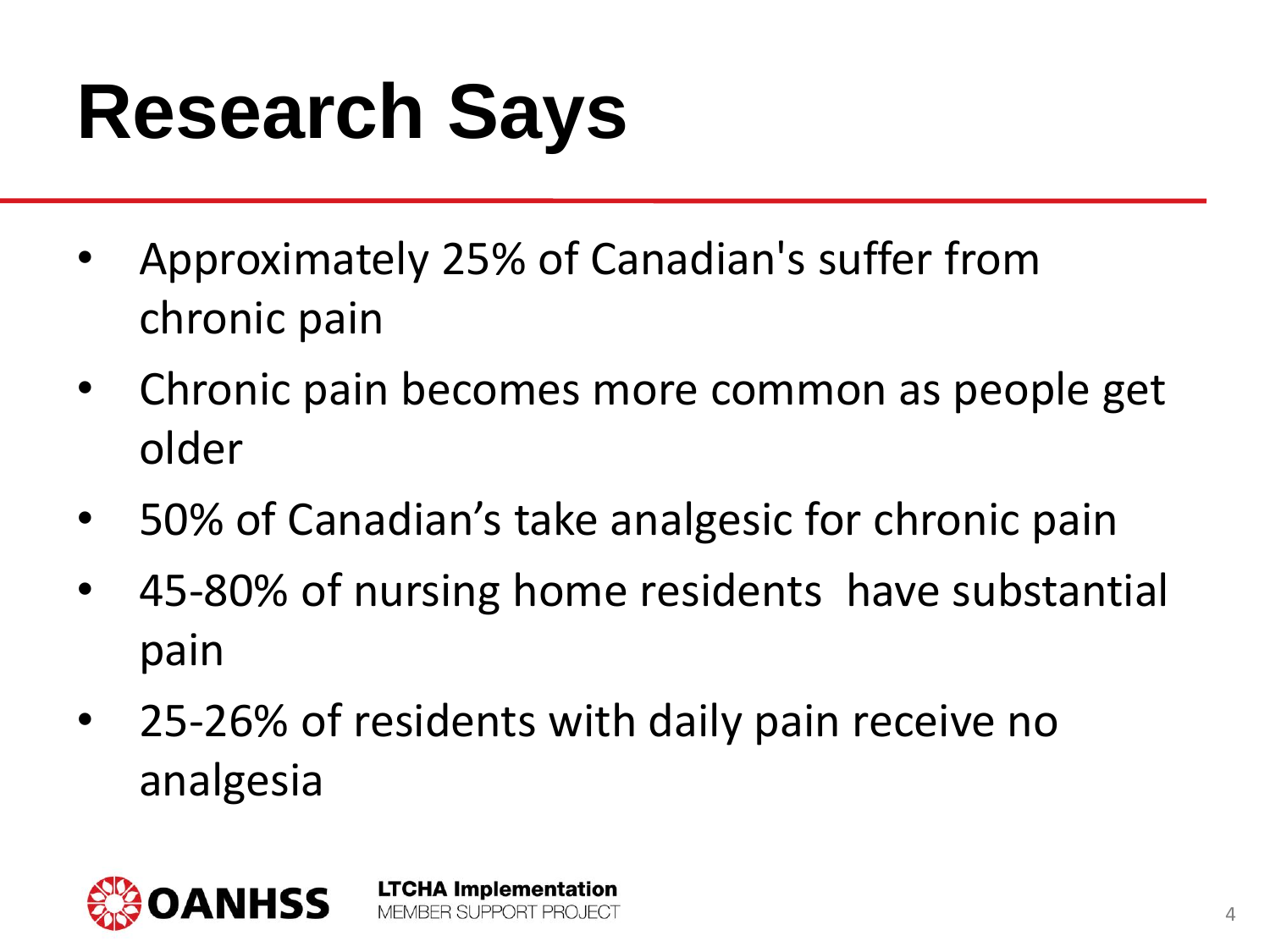# Research Says

- Approximately 25% of Canadian's suffer from chronic pain
- Chronic pain becomes more common as people get older
- 50% of Canadian's take analgesic for chronic pain
- 45-80% of nursing home residents have substantial pain
- 25-26% of residents with daily pain receive no analgesia

OANHSS

LTCHA Implementation
MEMBER SUPPORT PROJECT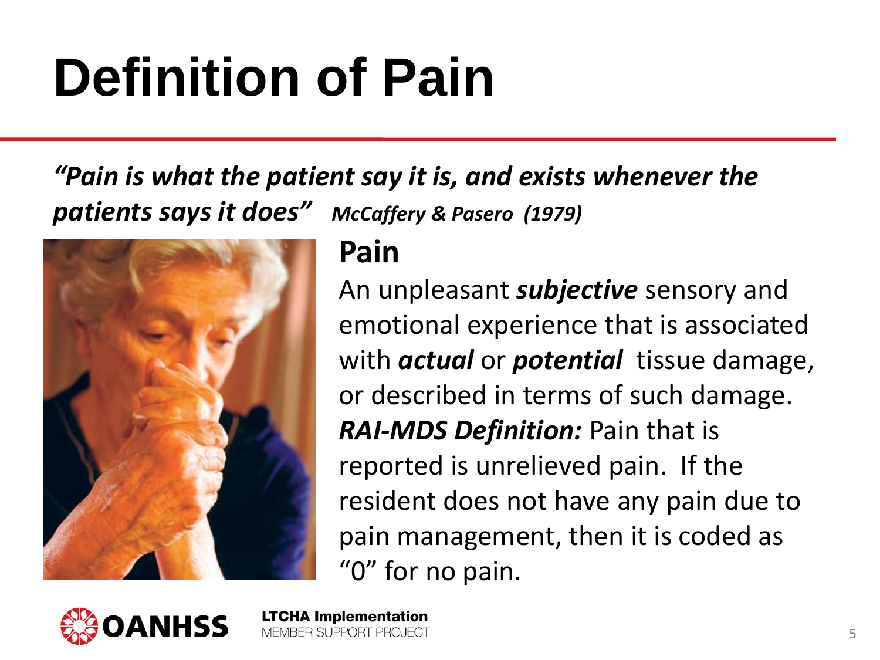# Definition of Pain

***"Pain is what the patient say it is, and exists whenever the patients says it does"*** ***McCaffery & Pasero (1979)***

## Pain

An unpleasant ***subjective*** sensory and emotional experience that is associated with ***actual*** or ***potential*** tissue damage, or described in terms of such damage.

***RAI-MDS Definition:*** Pain that is reported is unrelieved pain. If the resident does not have any pain due to pain management, then it is coded as "0" for no pain.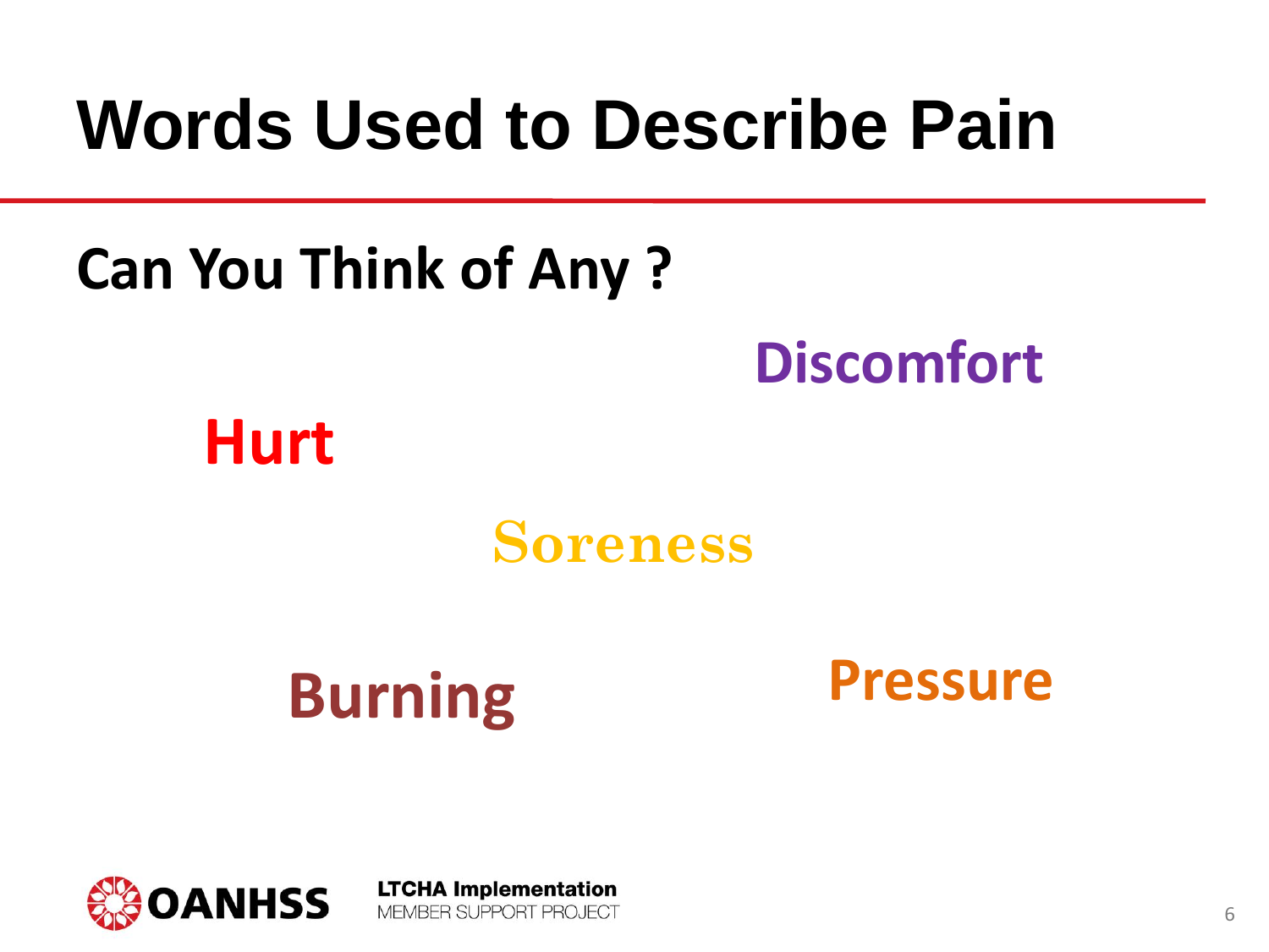# Words Used to Describe Pain

## Can You Think of Any ?

Discomfort

Hurt

Soreness

Burning

Pressure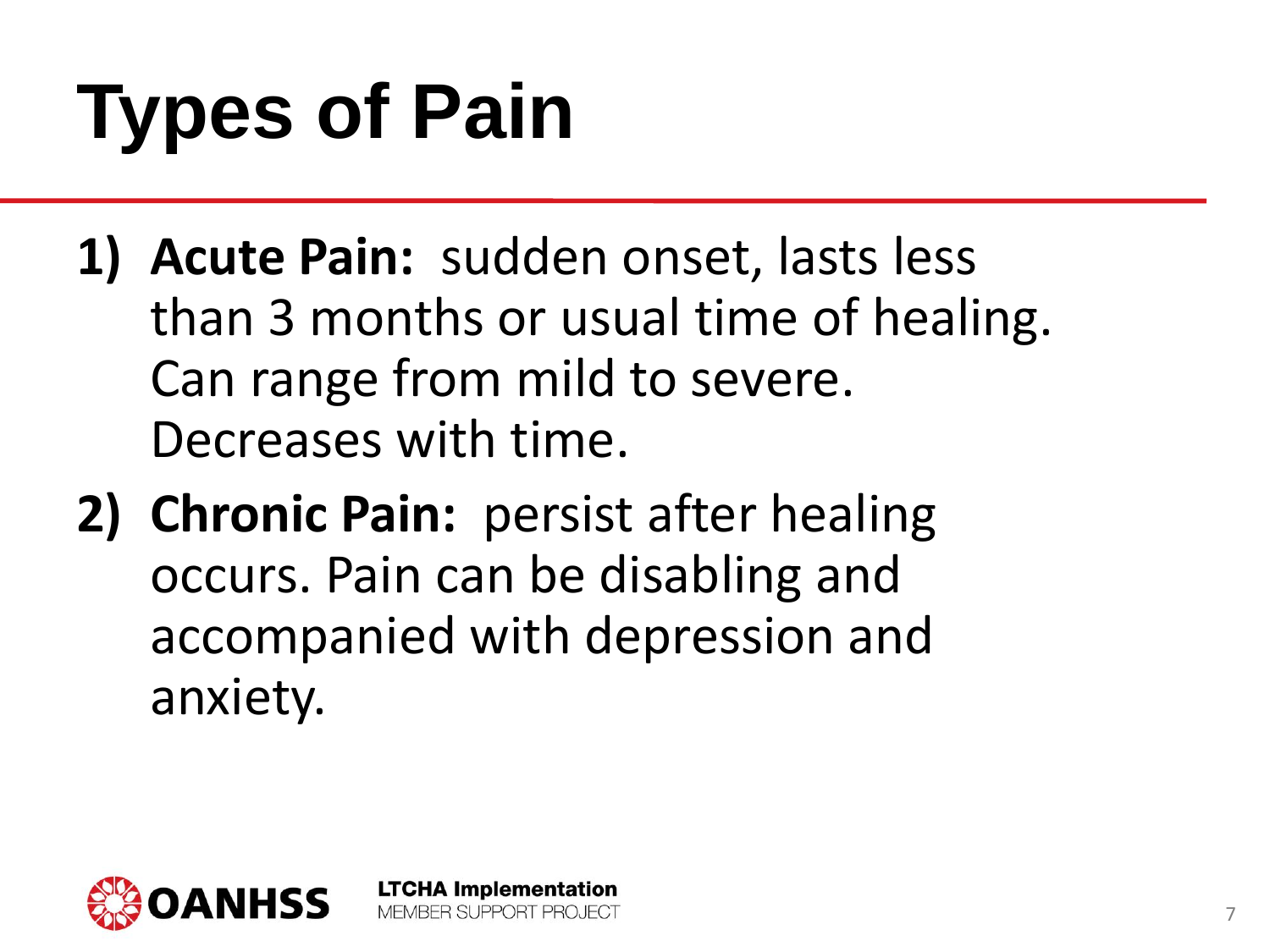# Types of Pain

1) **Acute Pain:** sudden onset, lasts less than 3 months or usual time of healing. Can range from mild to severe. Decreases with time.
2) **Chronic Pain:** persist after healing occurs. Pain can be disabling and accompanied with depression and anxiety.

OANHSS

**LTCHA Implementation**
MEMBER SUPPORT PROJECT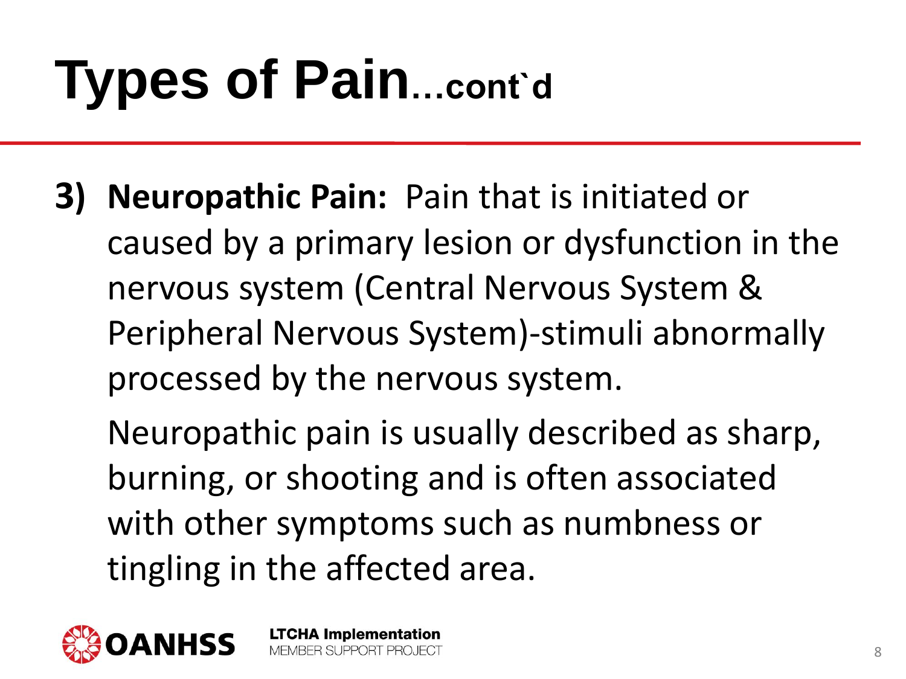# Types of Pain…cont`d

3) **Neuropathic Pain:** Pain that is initiated or caused by a primary lesion or dysfunction in the nervous system (Central Nervous System & Peripheral Nervous System)-stimuli abnormally processed by the nervous system.

   Neuropathic pain is usually described as sharp, burning, or shooting and is often associated with other symptoms such as numbness or tingling in the affected area.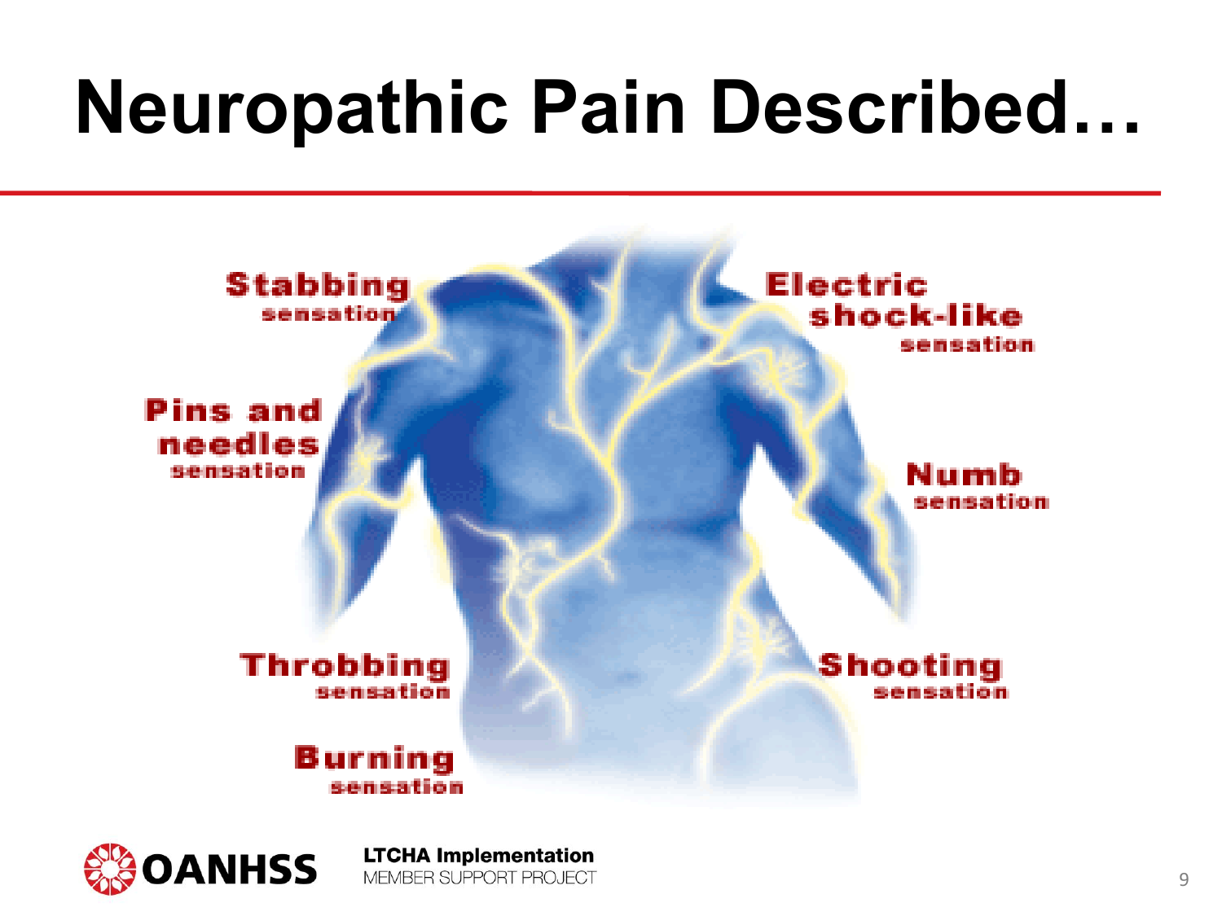# Neuropathic Pain Described…

Stabbing sensation

Pins and needles sensation

Throbbing sensation

Burning sensation

Electric shock-like sensation

Numb sensation

Shooting sensation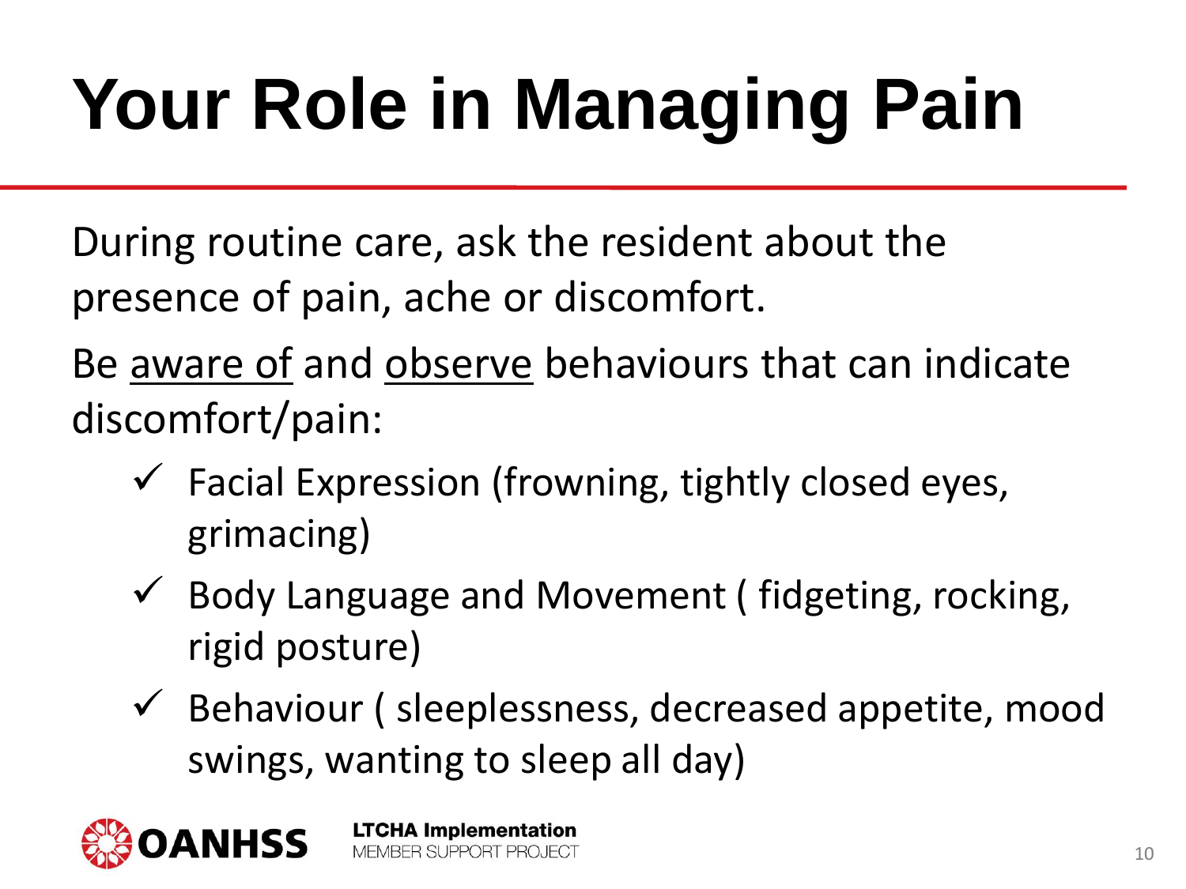# Your Role in Managing Pain

During routine care, ask the resident about the presence of pain, ache or discomfort.

Be <u>aware of</u> and <u>observe</u> behaviours that can indicate discomfort/pain:

- ✓ Facial Expression (frowning, tightly closed eyes, grimacing)
- ✓ Body Language and Movement ( fidgeting, rocking, rigid posture)
- ✓ Behaviour ( sleeplessness, decreased appetite, mood swings, wanting to sleep all day)

OANHSS

**LTCHA Implementation**
MEMBER SUPPORT PROJECT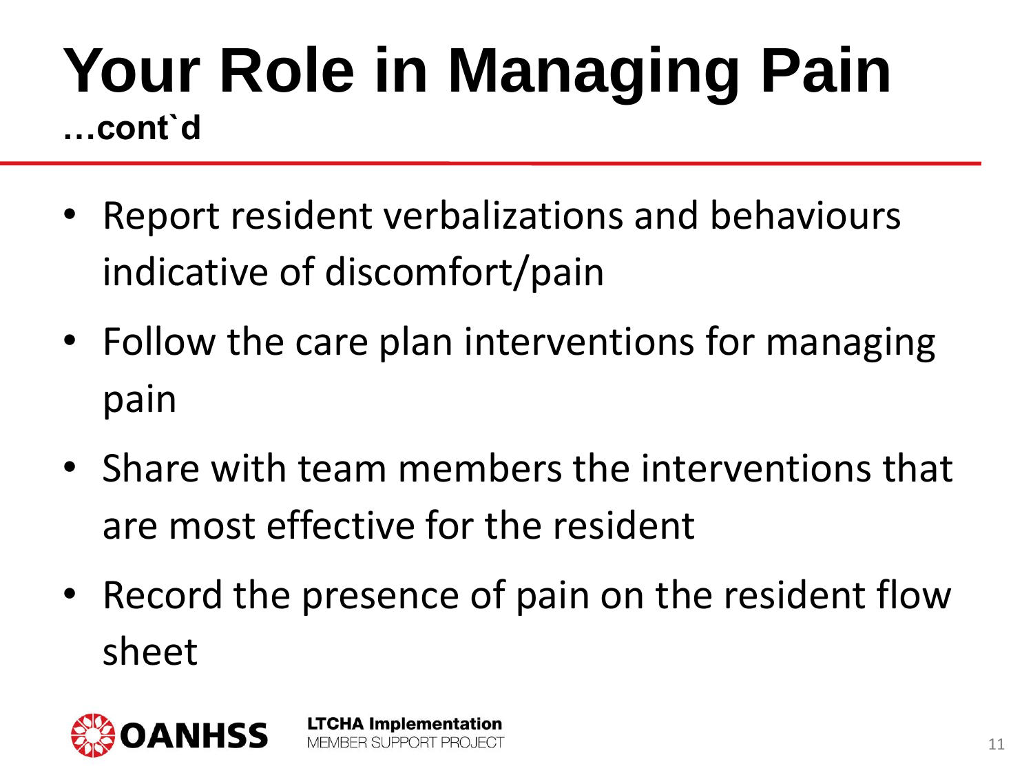# Your Role in Managing Pain

**…cont`d**

- Report resident verbalizations and behaviours indicative of discomfort/pain
- Follow the care plan interventions for managing pain
- Share with team members the interventions that are most effective for the resident
- Record the presence of pain on the resident flow sheet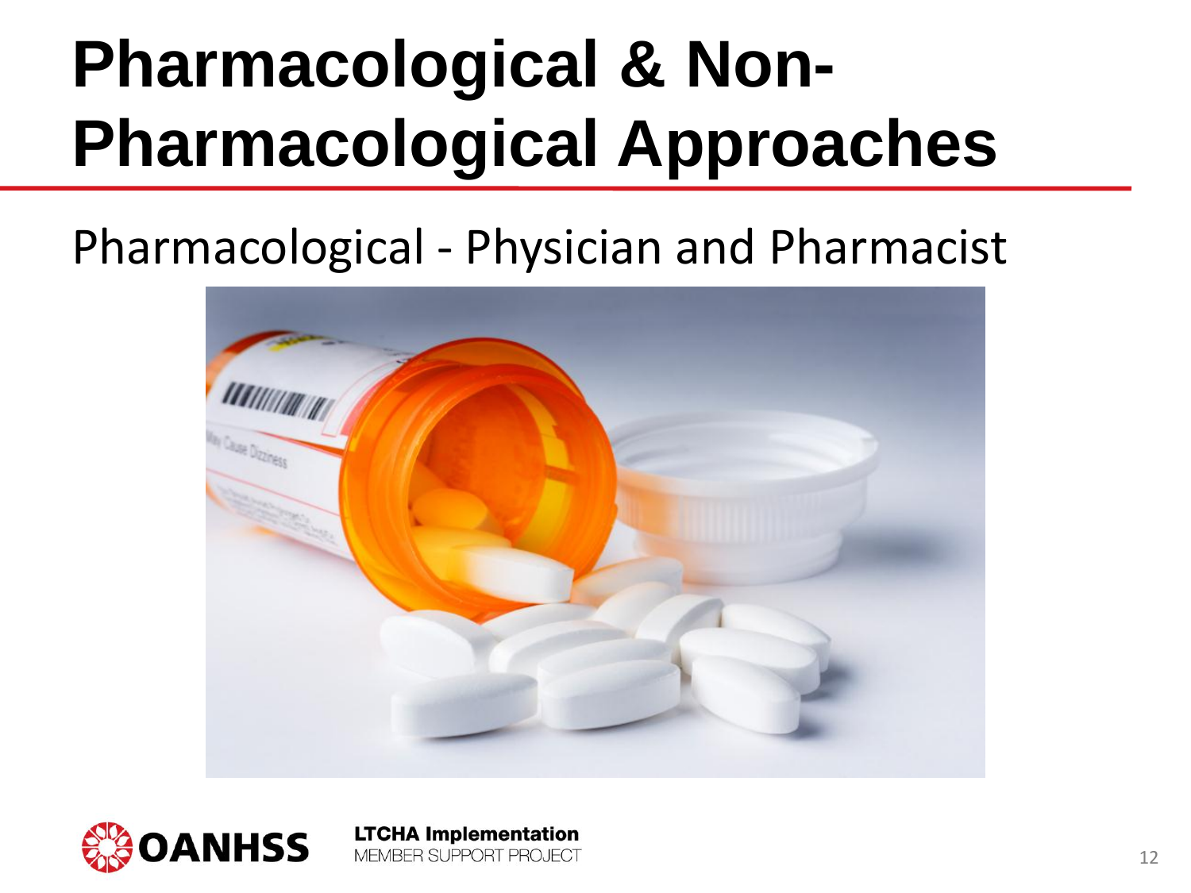# Pharmacological & Non-Pharmacological Approaches

Pharmacological - Physician and Pharmacist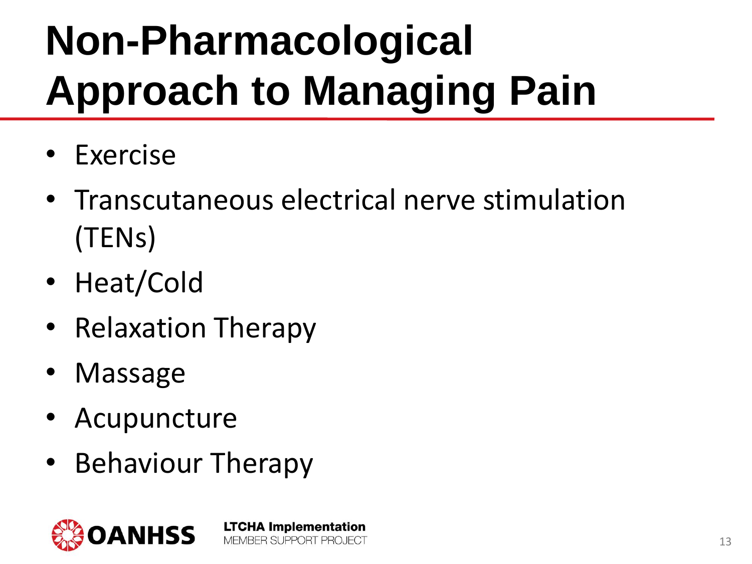# Non-Pharmacological Approach to Managing Pain

- Exercise
- Transcutaneous electrical nerve stimulation (TENs)
- Heat/Cold
- Relaxation Therapy
- Massage
- Acupuncture
- Behaviour Therapy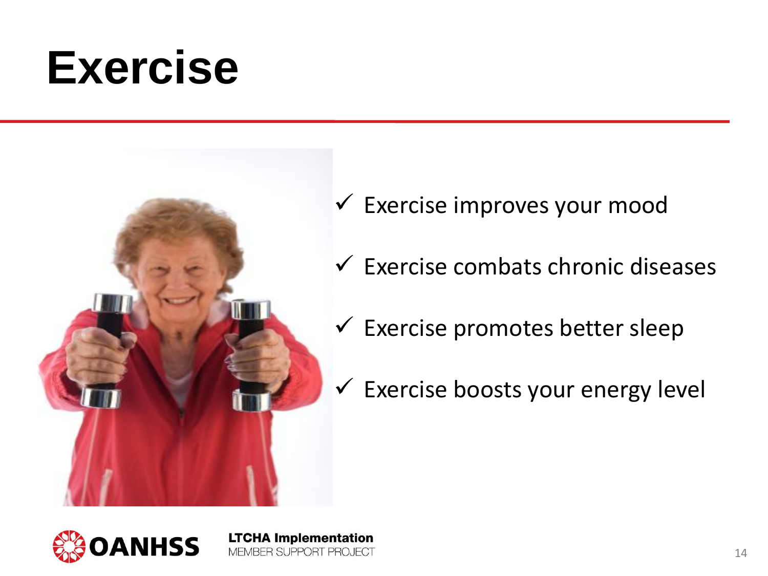# Exercise

- ✓ Exercise improves your mood
- ✓ Exercise combats chronic diseases
- ✓ Exercise promotes better sleep
- ✓ Exercise boosts your energy level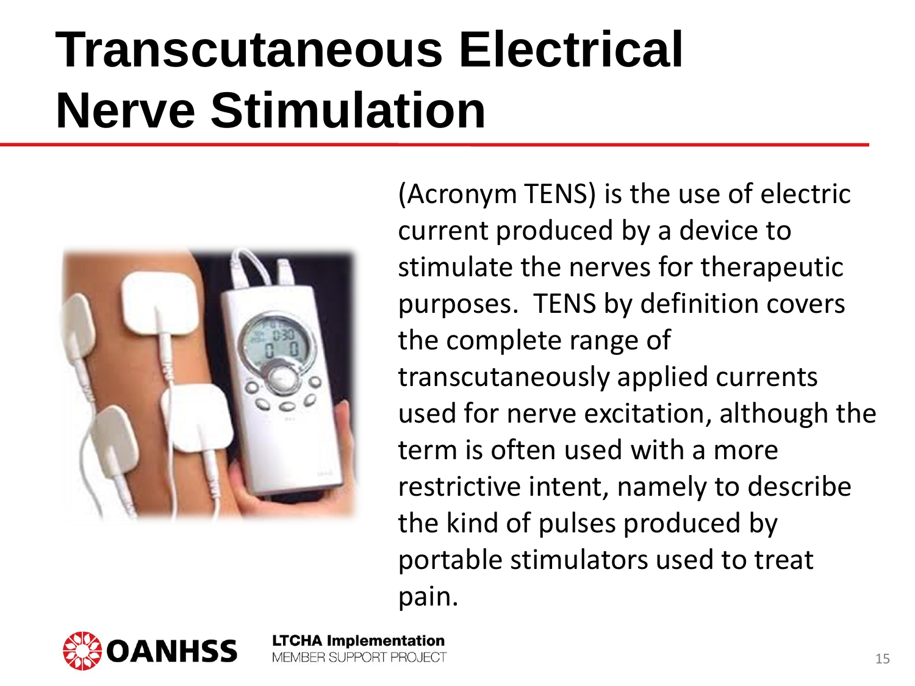# Transcutaneous Electrical Nerve Stimulation

(Acronym TENS) is the use of electric current produced by a device to stimulate the nerves for therapeutic purposes. TENS by definition covers the complete range of transcutaneously applied currents used for nerve excitation, although the term is often used with a more restrictive intent, namely to describe the kind of pulses produced by portable stimulators used to treat pain.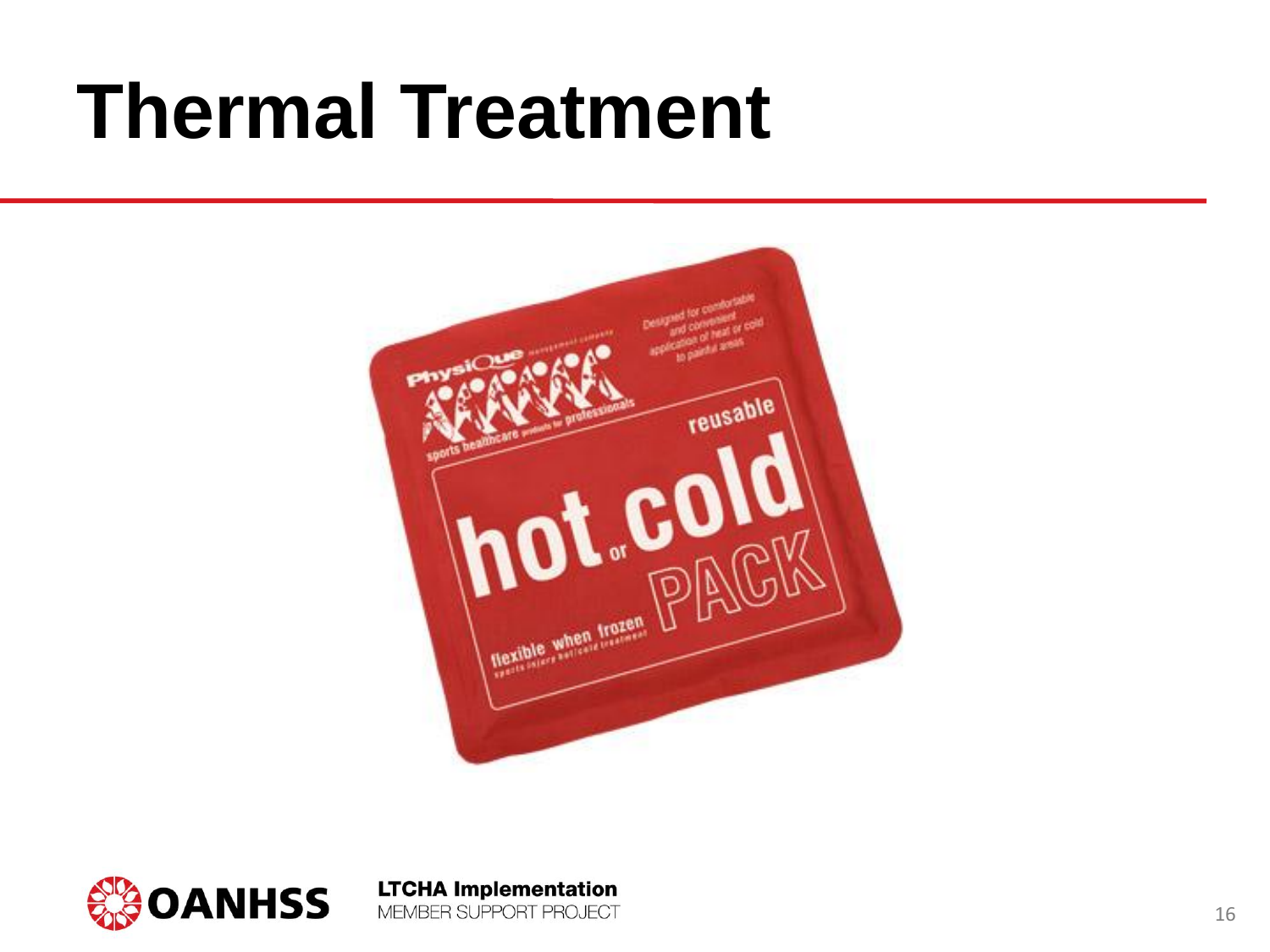# Thermal Treatment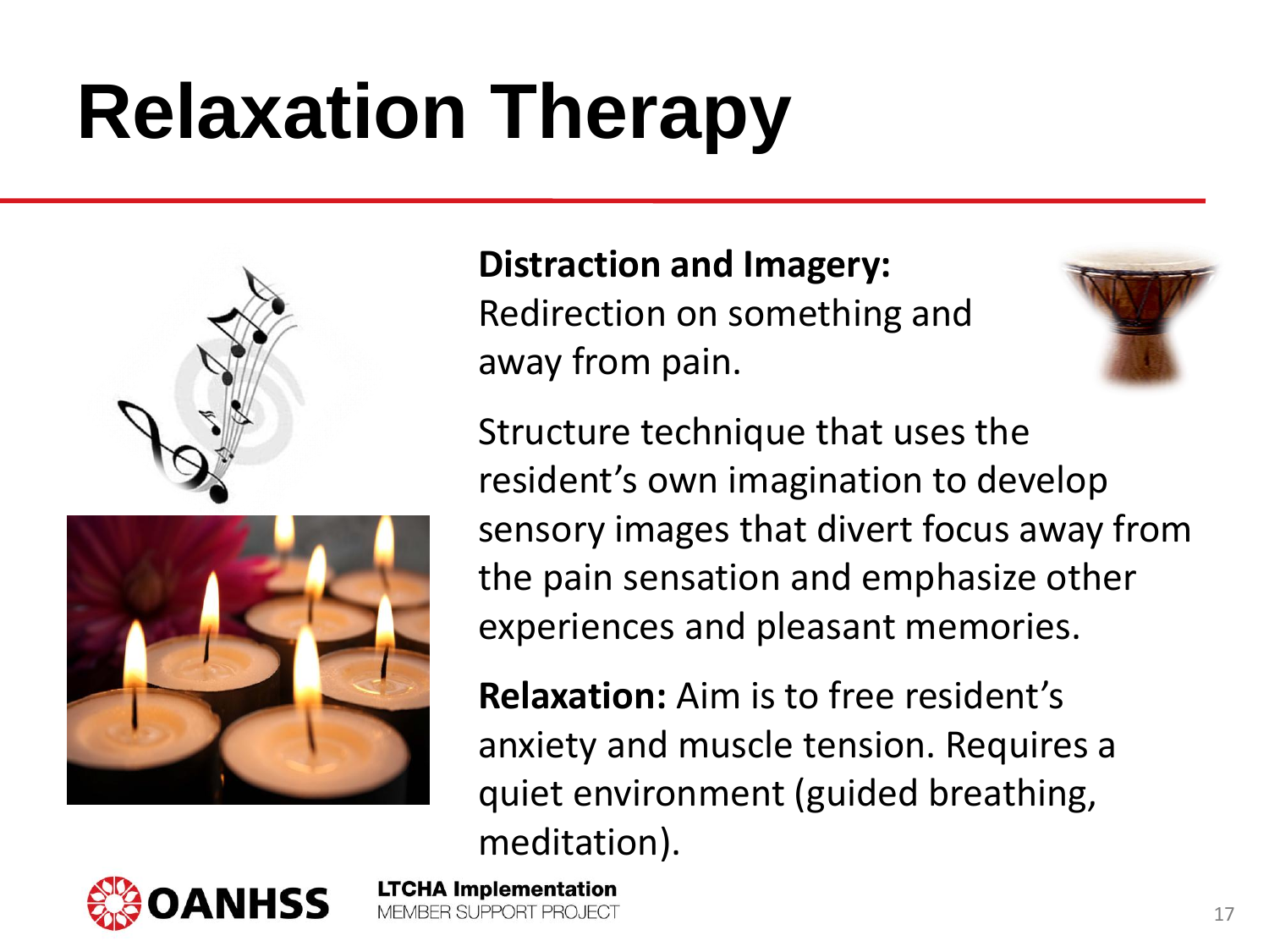# Relaxation Therapy

**Distraction and Imagery:** Redirection on something and away from pain.

Structure technique that uses the resident's own imagination to develop sensory images that divert focus away from the pain sensation and emphasize other experiences and pleasant memories.

**Relaxation:** Aim is to free resident's anxiety and muscle tension. Requires a quiet environment (guided breathing, meditation).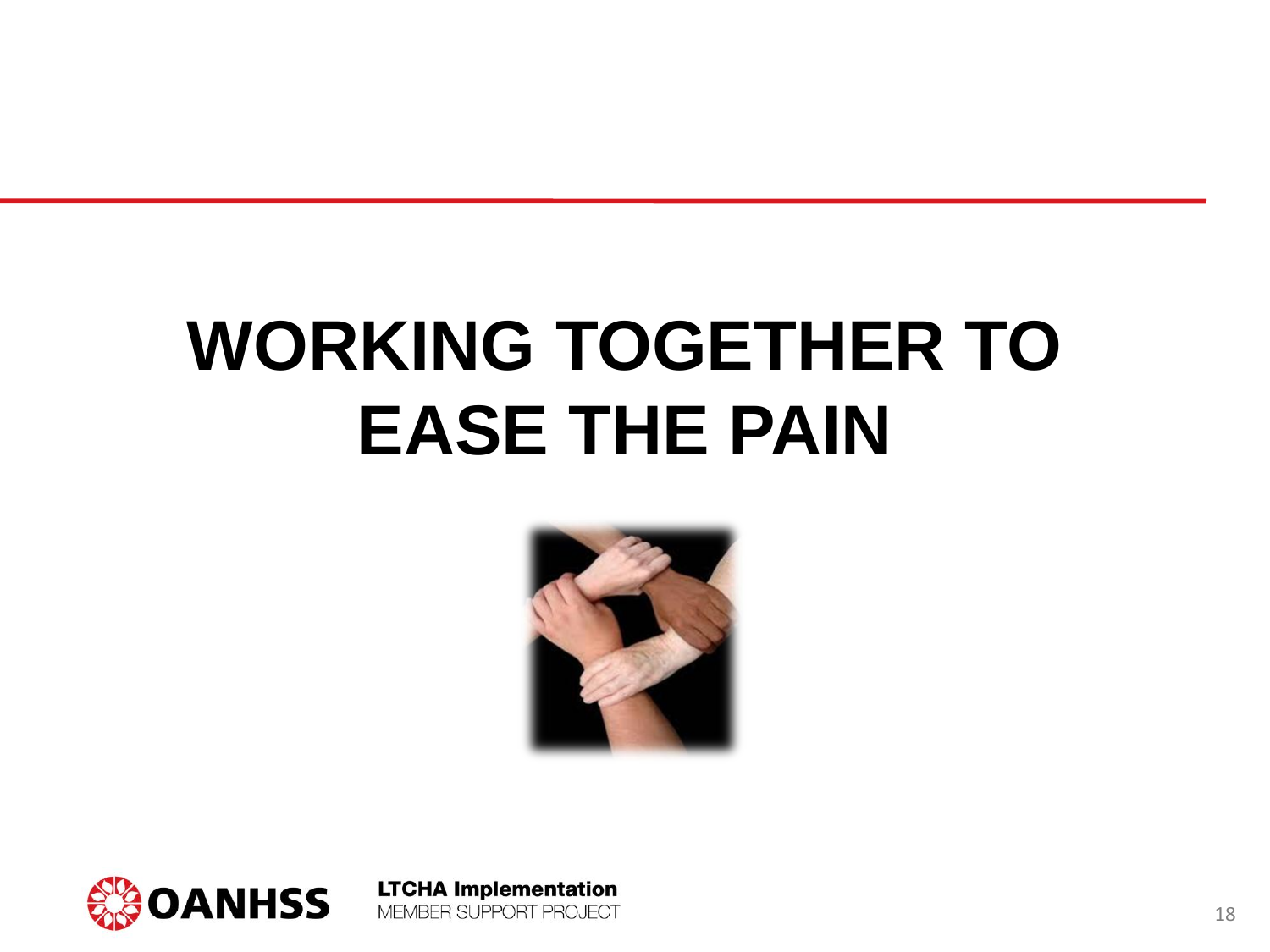# WORKING TOGETHER TO EASE THE PAIN